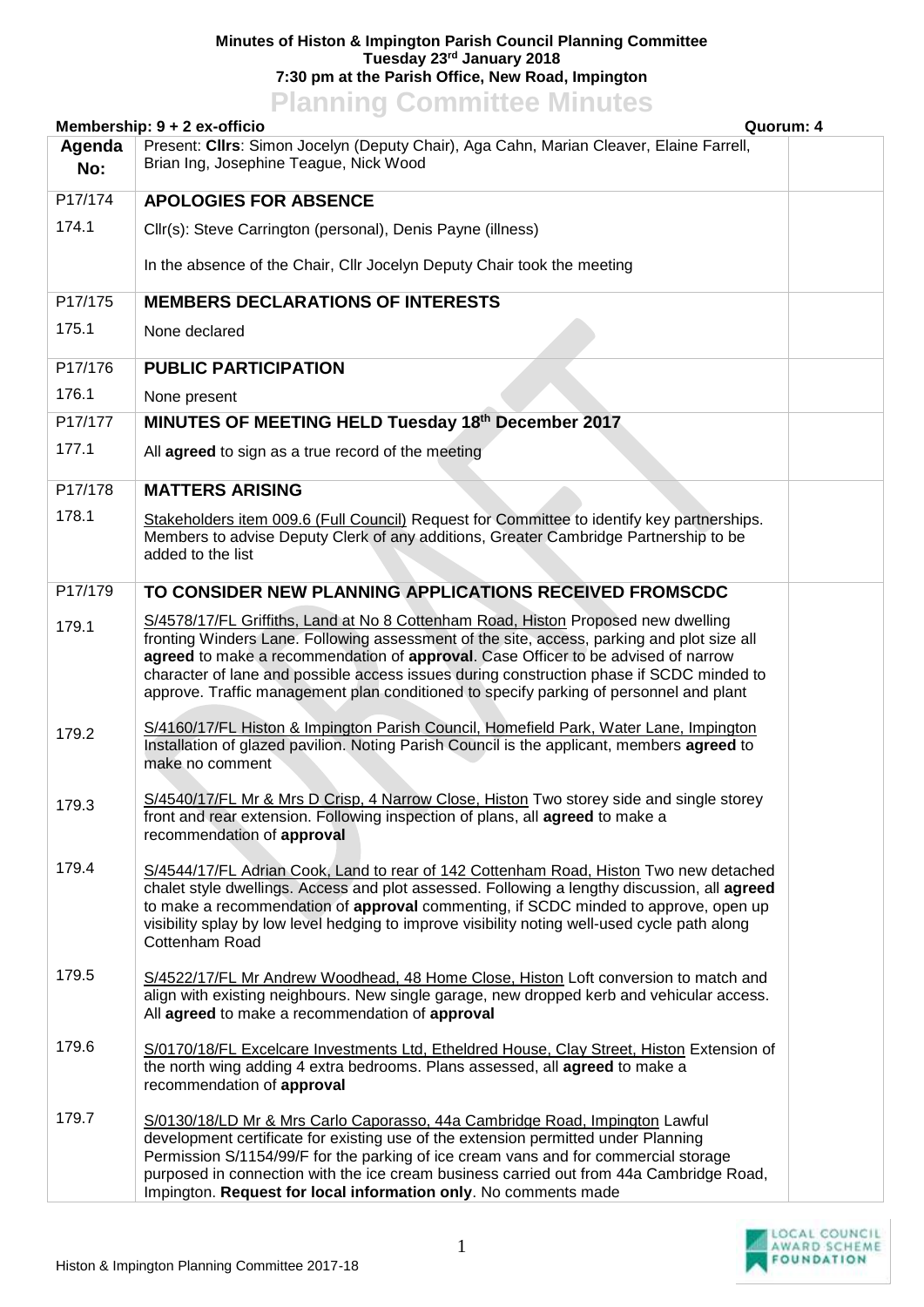**Minutes of Histon & Impington Parish Council Planning Committee**
**Tuesday 23rd January 2018**
**7:30 pm at the Parish Office, New Road, Impington**

# Planning Committee Minutes

**Membership: 9 + 2 ex-officio** **Quorum: 4**

| Agenda No: | Present: **Cllrs**: Simon Jocelyn (Deputy Chair), Aga Cahn, Marian Cleaver, Elaine Farrell, Brian Ing, Josephine Teague, Nick Wood | |
|---|---|---|
| P17/174 | **APOLOGIES FOR ABSENCE** | |
| 174.1 | Cllr(s): Steve Carrington (personal), Denis Payne (illness)<br><br>In the absence of the Chair, Cllr Jocelyn Deputy Chair took the meeting | |
| P17/175 | **MEMBERS DECLARATIONS OF INTERESTS** | |
| 175.1 | None declared | |
| P17/176 | **PUBLIC PARTICIPATION** | |
| 176.1 | None present | |
| P17/177 | **MINUTES OF MEETING HELD Tuesday 18th December 2017** | |
| 177.1 | All **agreed** to sign as a true record of the meeting | |
| P17/178 | **MATTERS ARISING** | |
| 178.1 | Stakeholders item 009.6 (Full Council) Request for Committee to identify key partnerships. Members to advise Deputy Clerk of any additions, Greater Cambridge Partnership to be added to the list | |
| P17/179 | **TO CONSIDER NEW PLANNING APPLICATIONS RECEIVED FROMSCDC** | |
| 179.1 | S/4578/17/FL Griffiths, Land at No 8 Cottenham Road, Histon Proposed new dwelling fronting Winders Lane. Following assessment of the site, access, parking and plot size all **agreed** to make a recommendation of **approval**. Case Officer to be advised of narrow character of lane and possible access issues during construction phase if SCDC minded to approve. Traffic management plan conditioned to specify parking of personnel and plant | |
| 179.2 | S/4160/17/FL Histon & Impington Parish Council, Homefield Park, Water Lane, Impington Installation of glazed pavilion. Noting Parish Council is the applicant, members **agreed** to make no comment | |
| 179.3 | S/4540/17/FL Mr & Mrs D Crisp, 4 Narrow Close, Histon Two storey side and single storey front and rear extension. Following inspection of plans, all **agreed** to make a recommendation of **approval** | |
| 179.4 | S/4544/17/FL Adrian Cook, Land to rear of 142 Cottenham Road, Histon Two new detached chalet style dwellings. Access and plot assessed. Following a lengthy discussion, all **agreed** to make a recommendation of **approval** commenting, if SCDC minded to approve, open up visibility splay by low level hedging to improve visibility noting well-used cycle path along Cottenham Road | |
| 179.5 | S/4522/17/FL Mr Andrew Woodhead, 48 Home Close, Histon Loft conversion to match and align with existing neighbours. New single garage, new dropped kerb and vehicular access. All **agreed** to make a recommendation of **approval** | |
| 179.6 | S/0170/18/FL Excelcare Investments Ltd, Etheldred House, Clay Street, Histon Extension of the north wing adding 4 extra bedrooms. Plans assessed, all **agreed** to make a recommendation of **approval** | |
| 179.7 | S/0130/18/LD Mr & Mrs Carlo Caporasso, 44a Cambridge Road, Impington Lawful development certificate for existing use of the extension permitted under Planning Permission S/1154/99/F for the parking of ice cream vans and for commercial storage purposed in connection with the ice cream business carried out from 44a Cambridge Road, Impington. **Request for local information only**. No comments made | |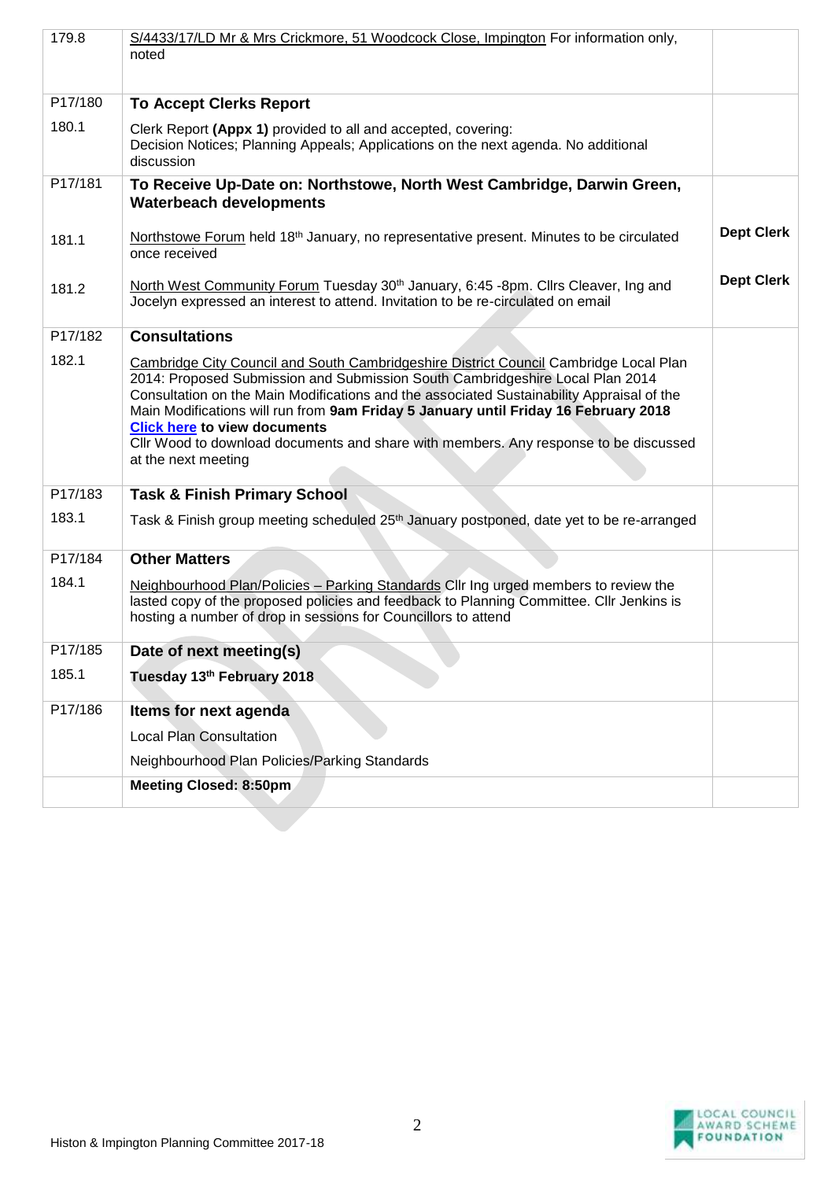| | | |
|---|---|---|
| 179.8 | S/4433/17/LD Mr & Mrs Crickmore, 51 Woodcock Close, Impington For information only, noted | |
| P17/180 | **To Accept Clerks Report** | |
| 180.1 | Clerk Report **(Appx 1)** provided to all and accepted, covering: Decision Notices; Planning Appeals; Applications on the next agenda. No additional discussion | |
| P17/181 | **To Receive Up-Date on: Northstowe, North West Cambridge, Darwin Green, Waterbeach developments** | |
| 181.1 | Northstowe Forum held 18th January, no representative present. Minutes to be circulated once received | **Dept Clerk** |
| 181.2 | North West Community Forum Tuesday 30th January, 6:45 -8pm. Cllrs Cleaver, Ing and Jocelyn expressed an interest to attend. Invitation to be re-circulated on email | **Dept Clerk** |
| P17/182 | **Consultations** | |
| 182.1 | Cambridge City Council and South Cambridgeshire District Council Cambridge Local Plan 2014: Proposed Submission and Submission South Cambridgeshire Local Plan 2014 Consultation on the Main Modifications and the associated Sustainability Appraisal of the Main Modifications will run from **9am Friday 5 January until Friday 16 February 2018** **Click here to view documents** Cllr Wood to download documents and share with members. Any response to be discussed at the next meeting | |
| P17/183 | **Task & Finish Primary School** | |
| 183.1 | Task & Finish group meeting scheduled 25th January postponed, date yet to be re-arranged | |
| P17/184 | **Other Matters** | |
| 184.1 | Neighbourhood Plan/Policies – Parking Standards Cllr Ing urged members to review the lasted copy of the proposed policies and feedback to Planning Committee. Cllr Jenkins is hosting a number of drop in sessions for Councillors to attend | |
| P17/185 | **Date of next meeting(s)** | |
| 185.1 | **Tuesday 13th February 2018** | |
| P17/186 | **Items for next agenda** | |
| | Local Plan Consultation | |
| | Neighbourhood Plan Policies/Parking Standards | |
| | **Meeting Closed: 8:50pm** | |